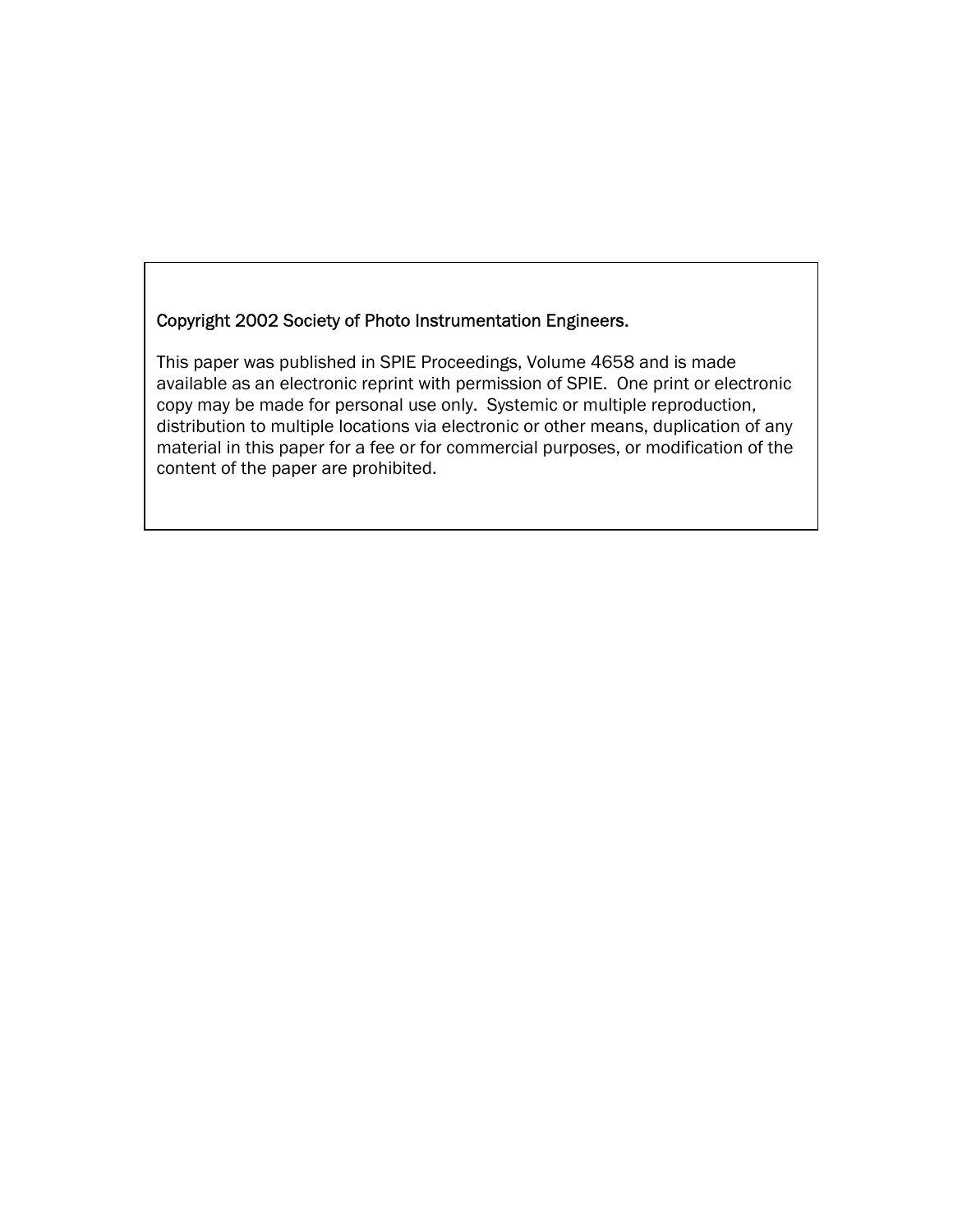Copyright 2002 Society of Photo Instrumentation Engineers.

This paper was published in SPIE Proceedings, Volume 4658 and is made available as an electronic reprint with permission of SPIE. One print or electronic copy may be made for personal use only. Systemic or multiple reproduction, distribution to multiple locations via electronic or other means, duplication of any material in this paper for a fee or for commercial purposes, or modification of the content of the paper are prohibited.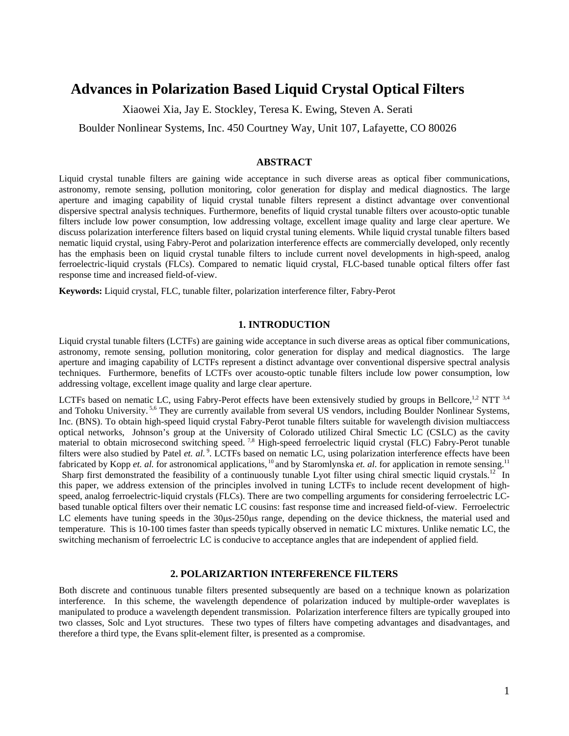# Advances in Polarization Based Liquid Crystal Optical Filters

Xiaowei Xia, Jay E. Stockley, Teresa K. Ewing, Steven A. Serati

Boulder Nonlinear Systems, Inc. 450 Courtney Way, Unit 107, Lafayette, CO 80026

## ABSTRACT

Liquid crystal tunable filters are gaining wide acceptance in such diverse areas as optical fiber communications, astronomy, remote sensing, pollution monitoring, color generation for display and medical diagnostics. The large aperture and imaging capability of liquid crystal tunable filters represent a distinct advantage over conventional dispersive spectral analysis techniques. Furthermore, benefits of liquid crystal tunable filters over acousto-optic tunable filters include low power consumption, low addressing voltage, excellent image quality and large clear aperture. We discuss polarization interference filters based on liquid crystal tuning elements. While liquid crystal tunable filters based nematic liquid crystal, using Fabry-Perot and polarization interference effects are commercially developed, only recently has the emphasis been on liquid crystal tunable filters to include current novel developments in high-speed, analog ferroelectric-liquid crystals (FLCs). Compared to nematic liquid crystal, FLC-based tunable optical filters offer fast response time and increased field-of-view.

**Keywords:** Liquid crystal, FLC, tunable filter, polarization interference filter, Fabry-Perot

## 1. INTRODUCTION

Liquid crystal tunable filters (LCTFs) are gaining wide acceptance in such diverse areas as optical fiber communications, astronomy, remote sensing, pollution monitoring, color generation for display and medical diagnostics. The large aperture and imaging capability of LCTFs represent a distinct advantage over conventional dispersive spectral analysis techniques. Furthermore, benefits of LCTFs over acousto-optic tunable filters include low power consumption, low addressing voltage, excellent image quality and large clear aperture.

LCTFs based on nematic LC, using Fabry-Perot effects have been extensively studied by groups in Bellcore,[1,2] NTT [3,4] and Tohoku University.[5,6] They are currently available from several US vendors, including Boulder Nonlinear Systems, Inc. (BNS). To obtain high-speed liquid crystal Fabry-Perot tunable filters suitable for wavelength division multiaccess optical networks, Johnson's group at the University of Colorado utilized Chiral Smectic LC (CSLC) as the cavity material to obtain microsecond switching speed.[7,8] High-speed ferroelectric liquid crystal (FLC) Fabry-Perot tunable filters were also studied by Patel *et. al.*[9]. LCTFs based on nematic LC, using polarization interference effects have been fabricated by Kopp *et. al.* for astronomical applications,[10] and by Staromlynska *et. al.* for application in remote sensing.[11] Sharp first demonstrated the feasibility of a continuously tunable Lyot filter using chiral smectic liquid crystals.[12] In this paper, we address extension of the principles involved in tuning LCTFs to include recent development of high-speed, analog ferroelectric-liquid crystals (FLCs). There are two compelling arguments for considering ferroelectric LC-based tunable optical filters over their nematic LC cousins: fast response time and increased field-of-view. Ferroelectric LC elements have tuning speeds in the 30μs-250μs range, depending on the device thickness, the material used and temperature. This is 10-100 times faster than speeds typically observed in nematic LC mixtures. Unlike nematic LC, the switching mechanism of ferroelectric LC is conducive to acceptance angles that are independent of applied field.

## 2. POLARIZARTION INTERFERENCE FILTERS

Both discrete and continuous tunable filters presented subsequently are based on a technique known as polarization interference. In this scheme, the wavelength dependence of polarization induced by multiple-order waveplates is manipulated to produce a wavelength dependent transmission. Polarization interference filters are typically grouped into two classes, Solc and Lyot structures. These two types of filters have competing advantages and disadvantages, and therefore a third type, the Evans split-element filter, is presented as a compromise.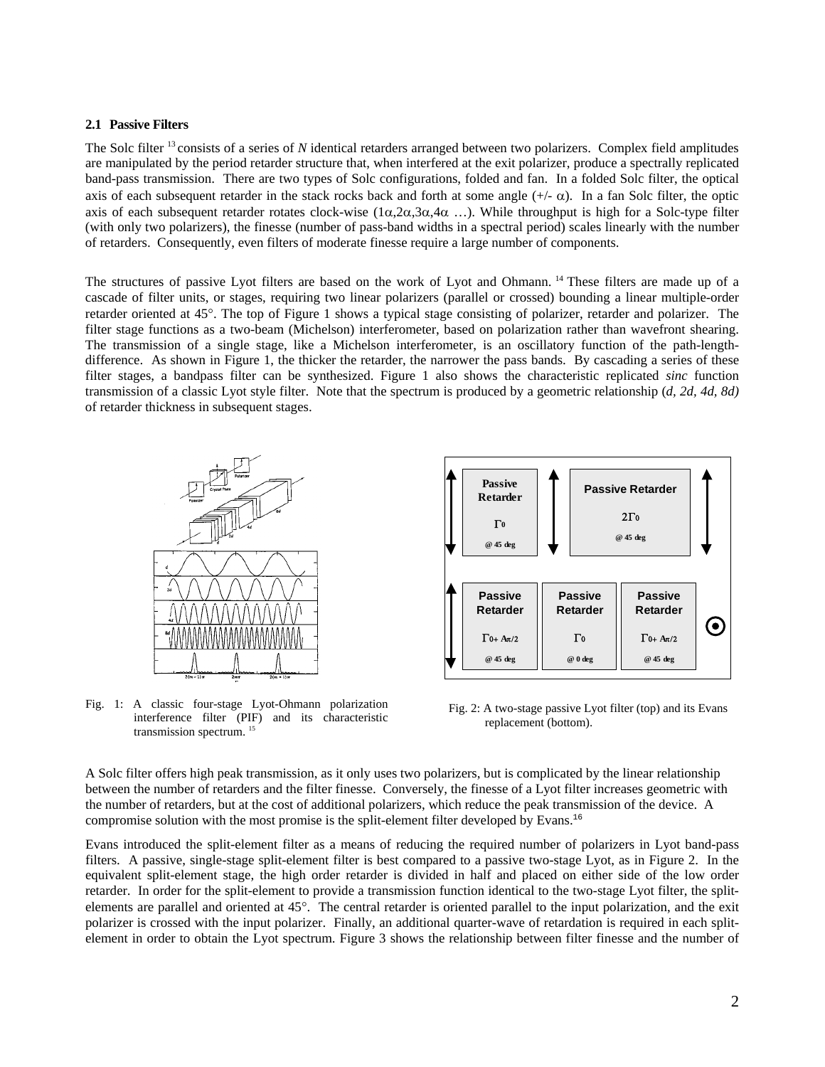### 2.1 Passive Filters

The Solc filter [13] consists of a series of *N* identical retarders arranged between two polarizers. Complex field amplitudes are manipulated by the period retarder structure that, when interfered at the exit polarizer, produce a spectrally replicated band-pass transmission. There are two types of Solc configurations, folded and fan. In a folded Solc filter, the optical axis of each subsequent retarder in the stack rocks back and forth at some angle ($+/- \alpha$). In a fan Solc filter, the optic axis of each subsequent retarder rotates clock-wise ($1\alpha, 2\alpha, 3\alpha, 4\alpha$ …). While throughput is high for a Solc-type filter (with only two polarizers), the finesse (number of pass-band widths in a spectral period) scales linearly with the number of retarders. Consequently, even filters of moderate finesse require a large number of components.

The structures of passive Lyot filters are based on the work of Lyot and Ohmann. [14] These filters are made up of a cascade of filter units, or stages, requiring two linear polarizers (parallel or crossed) bounding a linear multiple-order retarder oriented at 45°. The top of Figure 1 shows a typical stage consisting of polarizer, retarder and polarizer. The filter stage functions as a two-beam (Michelson) interferometer, based on polarization rather than wavefront shearing. The transmission of a single stage, like a Michelson interferometer, is an oscillatory function of the path-length-difference. As shown in Figure 1, the thicker the retarder, the narrower the pass bands. By cascading a series of these filter stages, a bandpass filter can be synthesized. Figure 1 also shows the characteristic replicated *sinc* function transmission of a classic Lyot style filter. Note that the spectrum is produced by a geometric relationship (*d, 2d, 4d, 8d)* of retarder thickness in subsequent stages.

Fig. 1: A classic four-stage Lyot-Ohmann polarization interference filter (PIF) and its characteristic transmission spectrum. [15]

Fig. 2: A two-stage passive Lyot filter (top) and its Evans replacement (bottom).

A Solc filter offers high peak transmission, as it only uses two polarizers, but is complicated by the linear relationship between the number of retarders and the filter finesse. Conversely, the finesse of a Lyot filter increases geometric with the number of retarders, but at the cost of additional polarizers, which reduce the peak transmission of the device. A compromise solution with the most promise is the split-element filter developed by Evans.[16]

Evans introduced the split-element filter as a means of reducing the required number of polarizers in Lyot band-pass filters. A passive, single-stage split-element filter is best compared to a passive two-stage Lyot, as in Figure 2. In the equivalent split-element stage, the high order retarder is divided in half and placed on either side of the low order retarder. In order for the split-element to provide a transmission function identical to the two-stage Lyot filter, the split-elements are parallel and oriented at 45°. The central retarder is oriented parallel to the input polarization, and the exit polarizer is crossed with the input polarizer. Finally, an additional quarter-wave of retardation is required in each split-element in order to obtain the Lyot spectrum. Figure 3 shows the relationship between filter finesse and the number of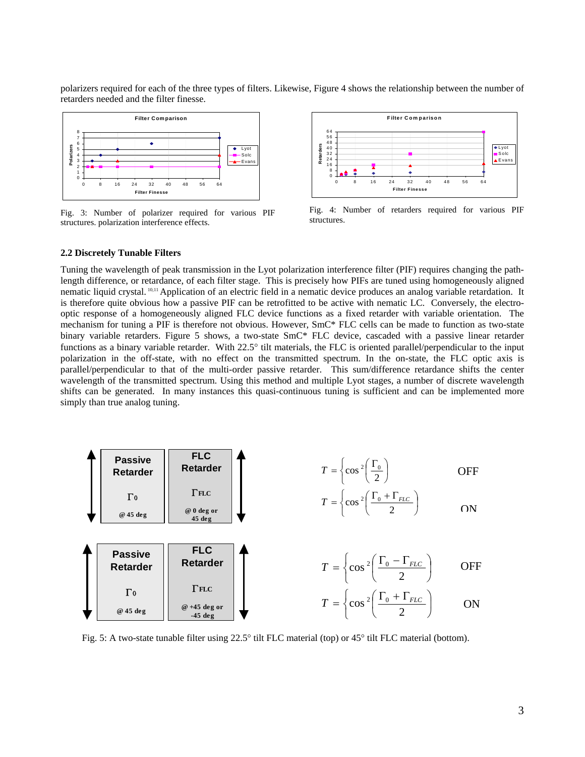polarizers required for each of the three types of filters. Likewise, Figure 4 shows the relationship between the number of retarders needed and the filter finesse.

Fig. 3: Number of polarizer required for various PIF structures. polarization interference effects.

Fig. 4: Number of retarders required for various PIF structures.

### 2.2 Discretely Tunable Filters

Tuning the wavelength of peak transmission in the Lyot polarization interference filter (PIF) requires changing the path-length difference, or retardance, of each filter stage. This is precisely how PIFs are tuned using homogeneously aligned nematic liquid crystal.[10,11] Application of an electric field in a nematic device produces an analog variable retardation. It is therefore quite obvious how a passive PIF can be retrofitted to be active with nematic LC. Conversely, the electro-optic response of a homogeneously aligned FLC device functions as a fixed retarder with variable orientation. The mechanism for tuning a PIF is therefore not obvious. However, SmC* FLC cells can be made to function as two-state binary variable retarders. Figure 5 shows, a two-state SmC* FLC device, cascaded with a passive linear retarder functions as a binary variable retarder. With 22.5° tilt materials, the FLC is oriented parallel/perpendicular to the input polarization in the off-state, with no effect on the transmitted spectrum. In the on-state, the FLC optic axis is parallel/perpendicular to that of the multi-order passive retarder. This sum/difference retardance shifts the center wavelength of the transmitted spectrum. Using this method and multiple Lyot stages, a number of discrete wavelength shifts can be generated. In many instances this quasi-continuous tuning is sufficient and can be implemented more simply than true analog tuning.

Passive Retarder $\Gamma_0$ @ 45 deg | FLC Retarder $\Gamma_{FLC}$ @ 0 deg or 45 deg

$$T = \left\{ \cos^2\left(\frac{\Gamma_0}{2}\right) \right. \qquad \text{OFF}$$

$$T = \left\{ \cos^2\left(\frac{\Gamma_0 + \Gamma_{FLC}}{2}\right) \right. \qquad \text{ON}$$

Passive Retarder $\Gamma_0$ @ 45 deg | FLC Retarder $\Gamma_{FLC}$ @ +45 deg or -45 deg

$$T = \left\{ \cos^2\left(\frac{\Gamma_0 - \Gamma_{FLC}}{2}\right) \right. \qquad \text{OFF}$$

$$T = \left\{ \cos^2\left(\frac{\Gamma_0 + \Gamma_{FLC}}{2}\right) \right. \qquad \text{ON}$$

Fig. 5: A two-state tunable filter using 22.5° tilt FLC material (top) or 45° tilt FLC material (bottom).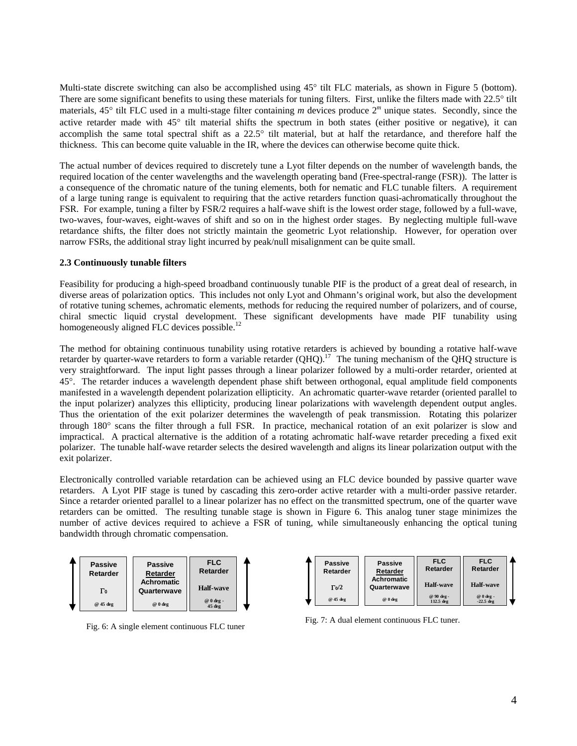Multi-state discrete switching can also be accomplished using 45° tilt FLC materials, as shown in Figure 5 (bottom). There are some significant benefits to using these materials for tuning filters. First, unlike the filters made with 22.5° tilt materials, 45° tilt FLC used in a multi-stage filter containing *m* devices produce $2^m$ unique states. Secondly, since the active retarder made with 45° tilt material shifts the spectrum in both states (either positive or negative), it can accomplish the same total spectral shift as a 22.5° tilt material, but at half the retardance, and therefore half the thickness. This can become quite valuable in the IR, where the devices can otherwise become quite thick.

The actual number of devices required to discretely tune a Lyot filter depends on the number of wavelength bands, the required location of the center wavelengths and the wavelength operating band (Free-spectral-range (FSR)). The latter is a consequence of the chromatic nature of the tuning elements, both for nematic and FLC tunable filters. A requirement of a large tuning range is equivalent to requiring that the active retarders function quasi-achromatically throughout the FSR. For example, tuning a filter by FSR/2 requires a half-wave shift is the lowest order stage, followed by a full-wave, two-waves, four-waves, eight-waves of shift and so on in the highest order stages. By neglecting multiple full-wave retardance shifts, the filter does not strictly maintain the geometric Lyot relationship. However, for operation over narrow FSRs, the additional stray light incurred by peak/null misalignment can be quite small.

### 2.3 Continuously tunable filters

Feasibility for producing a high-speed broadband continuously tunable PIF is the product of a great deal of research, in diverse areas of polarization optics. This includes not only Lyot and Ohmann's original work, but also the development of rotative tuning schemes, achromatic elements, methods for reducing the required number of polarizers, and of course, chiral smectic liquid crystal development. These significant developments have made PIF tunability using homogeneously aligned FLC devices possible.[12]

The method for obtaining continuous tunability using rotative retarders is achieved by bounding a rotative half-wave retarder by quarter-wave retarders to form a variable retarder (QHQ).[17] The tuning mechanism of the QHQ structure is very straightforward. The input light passes through a linear polarizer followed by a multi-order retarder, oriented at 45°. The retarder induces a wavelength dependent phase shift between orthogonal, equal amplitude field components manifested in a wavelength dependent polarization ellipticity. An achromatic quarter-wave retarder (oriented parallel to the input polarizer) analyzes this ellipticity, producing linear polarizations with wavelength dependent output angles. Thus the orientation of the exit polarizer determines the wavelength of peak transmission. Rotating this polarizer through 180° scans the filter through a full FSR. In practice, mechanical rotation of an exit polarizer is slow and impractical. A practical alternative is the addition of a rotating achromatic half-wave retarder preceding a fixed exit polarizer. The tunable half-wave retarder selects the desired wavelength and aligns its linear polarization output with the exit polarizer.

Electronically controlled variable retardation can be achieved using an FLC device bounded by passive quarter wave retarders. A Lyot PIF stage is tuned by cascading this zero-order active retarder with a multi-order passive retarder. Since a retarder oriented parallel to a linear polarizer has no effect on the transmitted spectrum, one of the quarter wave retarders can be omitted. The resulting tunable stage is shown in Figure 6. This analog tuner stage minimizes the number of active devices required to achieve a FSR of tuning, while simultaneously enhancing the optical tuning bandwidth through chromatic compensation.

Passive Retarder
$\Gamma_0$
@ 45 deg

Passive Retarder
Achromatic Quarterwave
@ 0 deg

FLC Retarder
Half-wave
@ 0 deg - 45 deg

Fig. 6: A single element continuous FLC tuner

Passive Retarder
$\Gamma_0/2$
@ 45 deg

Passive Retarder
Achromatic Quarterwave
@ 0 deg

FLC Retarder
Half-wave
@ 90 deg - 112.5 deg

FLC Retarder
Half-wave
@ 0 deg - -22.5 deg

Fig. 7: A dual element continuous FLC tuner.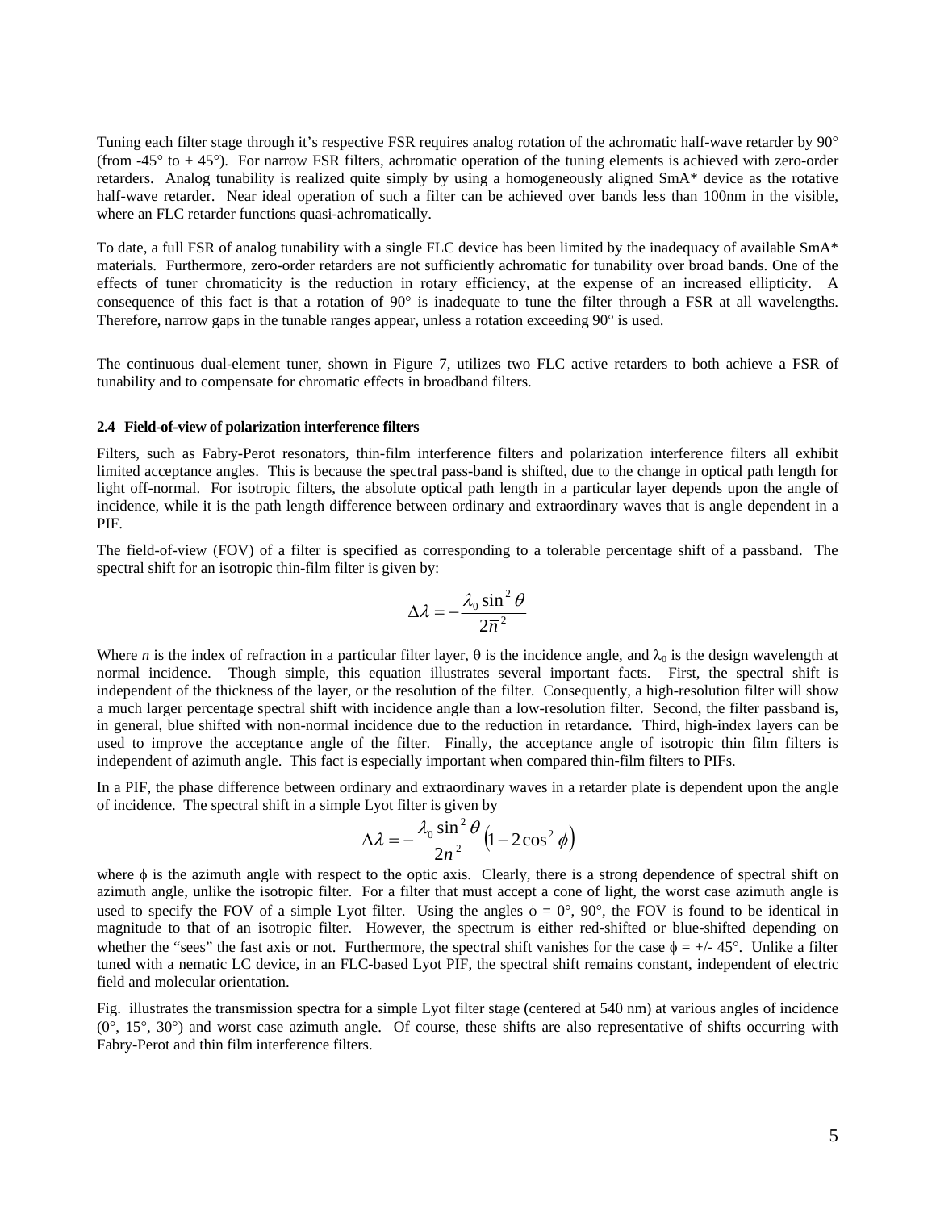Tuning each filter stage through it's respective FSR requires analog rotation of the achromatic half-wave retarder by 90° (from -45° to + 45°). For narrow FSR filters, achromatic operation of the tuning elements is achieved with zero-order retarders. Analog tunability is realized quite simply by using a homogeneously aligned SmA* device as the rotative half-wave retarder. Near ideal operation of such a filter can be achieved over bands less than 100nm in the visible, where an FLC retarder functions quasi-achromatically.

To date, a full FSR of analog tunability with a single FLC device has been limited by the inadequacy of available SmA* materials. Furthermore, zero-order retarders are not sufficiently achromatic for tunability over broad bands. One of the effects of tuner chromaticity is the reduction in rotary efficiency, at the expense of an increased ellipticity. A consequence of this fact is that a rotation of 90° is inadequate to tune the filter through a FSR at all wavelengths. Therefore, narrow gaps in the tunable ranges appear, unless a rotation exceeding 90° is used.

The continuous dual-element tuner, shown in Figure 7, utilizes two FLC active retarders to both achieve a FSR of tunability and to compensate for chromatic effects in broadband filters.

### 2.4 Field-of-view of polarization interference filters

Filters, such as Fabry-Perot resonators, thin-film interference filters and polarization interference filters all exhibit limited acceptance angles. This is because the spectral pass-band is shifted, due to the change in optical path length for light off-normal. For isotropic filters, the absolute optical path length in a particular layer depends upon the angle of incidence, while it is the path length difference between ordinary and extraordinary waves that is angle dependent in a PIF.

The field-of-view (FOV) of a filter is specified as corresponding to a tolerable percentage shift of a passband. The spectral shift for an isotropic thin-film filter is given by:

$$\Delta\lambda = -\frac{\lambda_0 \sin^2\theta}{2\overline{n}^2}$$

Where $n$ is the index of refraction in a particular filter layer, θ is the incidence angle, and $\lambda_0$ is the design wavelength at normal incidence. Though simple, this equation illustrates several important facts. First, the spectral shift is independent of the thickness of the layer, or the resolution of the filter. Consequently, a high-resolution filter will show a much larger percentage spectral shift with incidence angle than a low-resolution filter. Second, the filter passband is, in general, blue shifted with non-normal incidence due to the reduction in retardance. Third, high-index layers can be used to improve the acceptance angle of the filter. Finally, the acceptance angle of isotropic thin film filters is independent of azimuth angle. This fact is especially important when compared thin-film filters to PIFs.

In a PIF, the phase difference between ordinary and extraordinary waves in a retarder plate is dependent upon the angle of incidence. The spectral shift in a simple Lyot filter is given by

$$\Delta\lambda = -\frac{\lambda_0 \sin^2\theta}{2\overline{n}^2}\left(1 - 2\cos^2\phi\right)$$

where ϕ is the azimuth angle with respect to the optic axis. Clearly, there is a strong dependence of spectral shift on azimuth angle, unlike the isotropic filter. For a filter that must accept a cone of light, the worst case azimuth angle is used to specify the FOV of a simple Lyot filter. Using the angles ϕ = 0°, 90°, the FOV is found to be identical in magnitude to that of an isotropic filter. However, the spectrum is either red-shifted or blue-shifted depending on whether the "sees" the fast axis or not. Furthermore, the spectral shift vanishes for the case ϕ = +/- 45°. Unlike a filter tuned with a nematic LC device, in an FLC-based Lyot PIF, the spectral shift remains constant, independent of electric field and molecular orientation.

Fig. illustrates the transmission spectra for a simple Lyot filter stage (centered at 540 nm) at various angles of incidence (0°, 15°, 30°) and worst case azimuth angle. Of course, these shifts are also representative of shifts occurring with Fabry-Perot and thin film interference filters.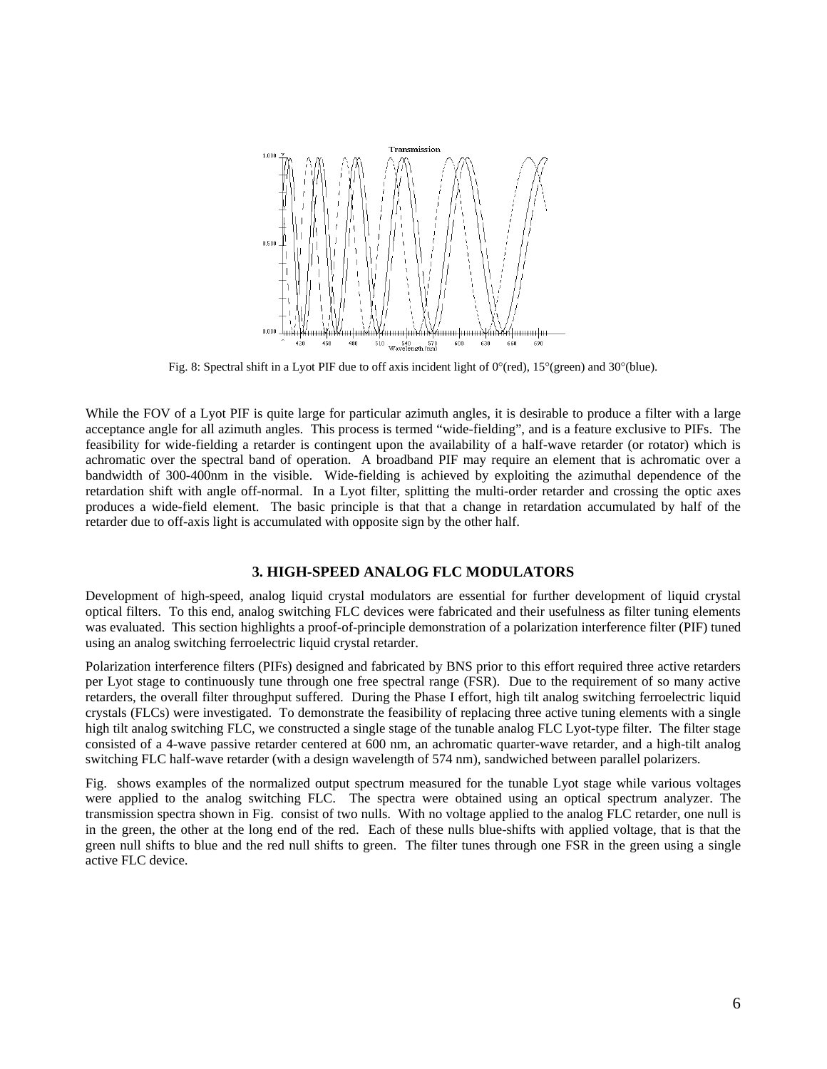Transmission

1.000

0.500

0.000

420 450 480 510 540 570 600 630 660 690

Wavelength (nm)

Fig. 8: Spectral shift in a Lyot PIF due to off axis incident light of 0°(red), 15°(green) and 30°(blue).

While the FOV of a Lyot PIF is quite large for particular azimuth angles, it is desirable to produce a filter with a large acceptance angle for all azimuth angles. This process is termed "wide-fielding", and is a feature exclusive to PIFs. The feasibility for wide-fielding a retarder is contingent upon the availability of a half-wave retarder (or rotator) which is achromatic over the spectral band of operation. A broadband PIF may require an element that is achromatic over a bandwidth of 300-400nm in the visible. Wide-fielding is achieved by exploiting the azimuthal dependence of the retardation shift with angle off-normal. In a Lyot filter, splitting the multi-order retarder and crossing the optic axes produces a wide-field element. The basic principle is that that a change in retardation accumulated by half of the retarder due to off-axis light is accumulated with opposite sign by the other half.

## 3. HIGH-SPEED ANALOG FLC MODULATORS

Development of high-speed, analog liquid crystal modulators are essential for further development of liquid crystal optical filters. To this end, analog switching FLC devices were fabricated and their usefulness as filter tuning elements was evaluated. This section highlights a proof-of-principle demonstration of a polarization interference filter (PIF) tuned using an analog switching ferroelectric liquid crystal retarder.

Polarization interference filters (PIFs) designed and fabricated by BNS prior to this effort required three active retarders per Lyot stage to continuously tune through one free spectral range (FSR). Due to the requirement of so many active retarders, the overall filter throughput suffered. During the Phase I effort, high tilt analog switching ferroelectric liquid crystals (FLCs) were investigated. To demonstrate the feasibility of replacing three active tuning elements with a single high tilt analog switching FLC, we constructed a single stage of the tunable analog FLC Lyot-type filter. The filter stage consisted of a 4-wave passive retarder centered at 600 nm, an achromatic quarter-wave retarder, and a high-tilt analog switching FLC half-wave retarder (with a design wavelength of 574 nm), sandwiched between parallel polarizers.

Fig. shows examples of the normalized output spectrum measured for the tunable Lyot stage while various voltages were applied to the analog switching FLC. The spectra were obtained using an optical spectrum analyzer. The transmission spectra shown in Fig. consist of two nulls. With no voltage applied to the analog FLC retarder, one null is in the green, the other at the long end of the red. Each of these nulls blue-shifts with applied voltage, that is that the green null shifts to blue and the red null shifts to green. The filter tunes through one FSR in the green using a single active FLC device.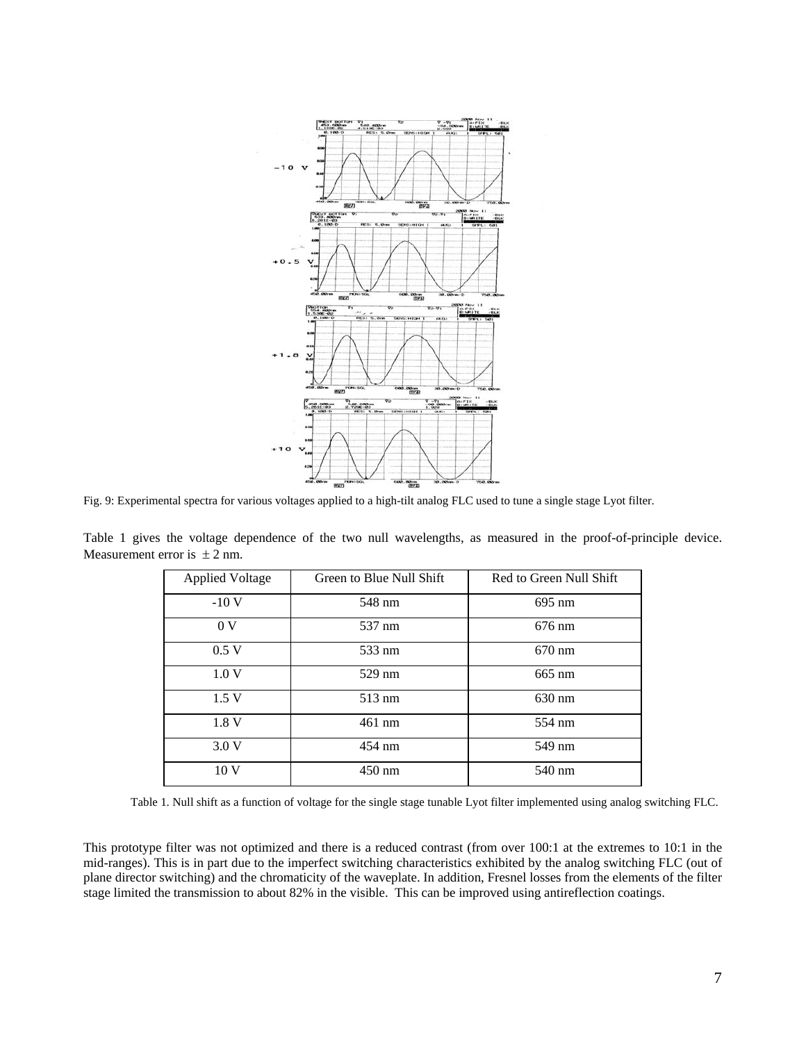Fig. 9: Experimental spectra for various voltages applied to a high-tilt analog FLC used to tune a single stage Lyot filter.

Table 1 gives the voltage dependence of the two null wavelengths, as measured in the proof-of-principle device. Measurement error is $\pm 2$ nm.

| Applied Voltage | Green to Blue Null Shift | Red to Green Null Shift |
|---|---|---|
| -10 V | 548 nm | 695 nm |
| 0 V | 537 nm | 676 nm |
| 0.5 V | 533 nm | 670 nm |
| 1.0 V | 529 nm | 665 nm |
| 1.5 V | 513 nm | 630 nm |
| 1.8 V | 461 nm | 554 nm |
| 3.0 V | 454 nm | 549 nm |
| 10 V | 450 nm | 540 nm |

Table 1. Null shift as a function of voltage for the single stage tunable Lyot filter implemented using analog switching FLC.

This prototype filter was not optimized and there is a reduced contrast (from over 100:1 at the extremes to 10:1 in the mid-ranges). This is in part due to the imperfect switching characteristics exhibited by the analog switching FLC (out of plane director switching) and the chromaticity of the waveplate. In addition, Fresnel losses from the elements of the filter stage limited the transmission to about 82% in the visible. This can be improved using antireflection coatings.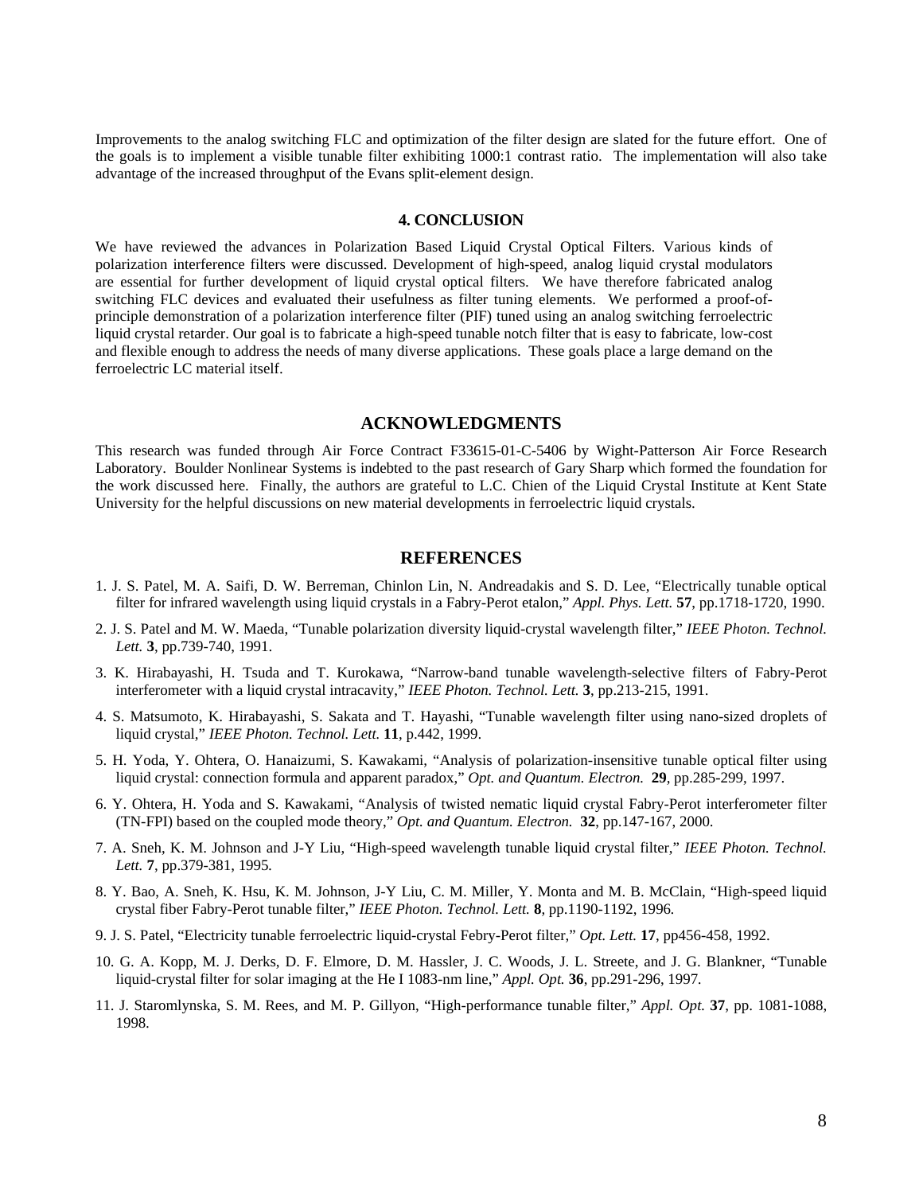Improvements to the analog switching FLC and optimization of the filter design are slated for the future effort. One of the goals is to implement a visible tunable filter exhibiting 1000:1 contrast ratio. The implementation will also take advantage of the increased throughput of the Evans split-element design.

## 4. CONCLUSION

We have reviewed the advances in Polarization Based Liquid Crystal Optical Filters. Various kinds of polarization interference filters were discussed. Development of high-speed, analog liquid crystal modulators are essential for further development of liquid crystal optical filters. We have therefore fabricated analog switching FLC devices and evaluated their usefulness as filter tuning elements. We performed a proof-of-principle demonstration of a polarization interference filter (PIF) tuned using an analog switching ferroelectric liquid crystal retarder. Our goal is to fabricate a high-speed tunable notch filter that is easy to fabricate, low-cost and flexible enough to address the needs of many diverse applications. These goals place a large demand on the ferroelectric LC material itself.

## ACKNOWLEDGMENTS

This research was funded through Air Force Contract F33615-01-C-5406 by Wight-Patterson Air Force Research Laboratory. Boulder Nonlinear Systems is indebted to the past research of Gary Sharp which formed the foundation for the work discussed here. Finally, the authors are grateful to L.C. Chien of the Liquid Crystal Institute at Kent State University for the helpful discussions on new material developments in ferroelectric liquid crystals.

## REFERENCES

1. J. S. Patel, M. A. Saifi, D. W. Berreman, Chinlon Lin, N. Andreadakis and S. D. Lee, "Electrically tunable optical filter for infrared wavelength using liquid crystals in a Fabry-Perot etalon," *Appl. Phys. Lett.* **57**, pp.1718-1720, 1990.
2. J. S. Patel and M. W. Maeda, "Tunable polarization diversity liquid-crystal wavelength filter," *IEEE Photon. Technol. Lett.* **3**, pp.739-740, 1991.
3. K. Hirabayashi, H. Tsuda and T. Kurokawa, "Narrow-band tunable wavelength-selective filters of Fabry-Perot interferometer with a liquid crystal intracavity," *IEEE Photon. Technol. Lett.* **3**, pp.213-215, 1991.
4. S. Matsumoto, K. Hirabayashi, S. Sakata and T. Hayashi, "Tunable wavelength filter using nano-sized droplets of liquid crystal," *IEEE Photon. Technol. Lett.* **11**, p.442, 1999.
5. H. Yoda, Y. Ohtera, O. Hanaizumi, S. Kawakami, "Analysis of polarization-insensitive tunable optical filter using liquid crystal: connection formula and apparent paradox," *Opt. and Quantum. Electron.* **29**, pp.285-299, 1997.
6. Y. Ohtera, H. Yoda and S. Kawakami, "Analysis of twisted nematic liquid crystal Fabry-Perot interferometer filter (TN-FPI) based on the coupled mode theory," *Opt. and Quantum. Electron.* **32**, pp.147-167, 2000.
7. A. Sneh, K. M. Johnson and J-Y Liu, "High-speed wavelength tunable liquid crystal filter," *IEEE Photon. Technol. Lett.* **7**, pp.379-381, 1995.
8. Y. Bao, A. Sneh, K. Hsu, K. M. Johnson, J-Y Liu, C. M. Miller, Y. Monta and M. B. McClain, "High-speed liquid crystal fiber Fabry-Perot tunable filter," *IEEE Photon. Technol. Lett.* **8**, pp.1190-1192, 1996.
9. J. S. Patel, "Electricity tunable ferroelectric liquid-crystal Febry-Perot filter," *Opt. Lett.* **17**, pp456-458, 1992.
10. G. A. Kopp, M. J. Derks, D. F. Elmore, D. M. Hassler, J. C. Woods, J. L. Streete, and J. G. Blankner, "Tunable liquid-crystal filter for solar imaging at the He I 1083-nm line," *Appl. Opt.* **36**, pp.291-296, 1997.
11. J. Staromlynska, S. M. Rees, and M. P. Gillyon, "High-performance tunable filter," *Appl. Opt.* **37**, pp. 1081-1088, 1998.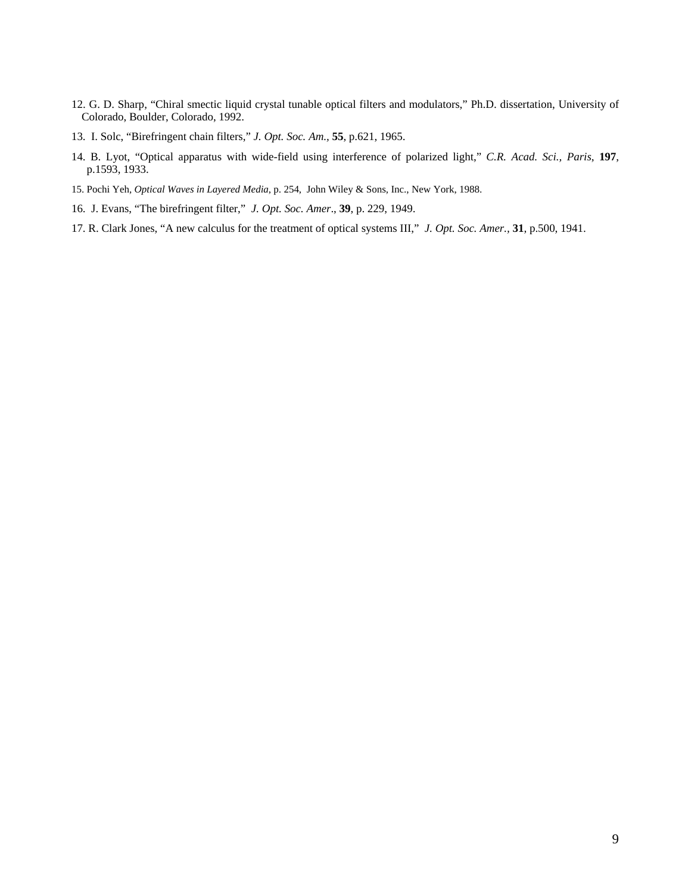12. G. D. Sharp, "Chiral smectic liquid crystal tunable optical filters and modulators," Ph.D. dissertation, University of Colorado, Boulder, Colorado, 1992.

13. I. Solc, "Birefringent chain filters," *J. Opt. Soc. Am.*, **55**, p.621, 1965.

14. B. Lyot, "Optical apparatus with wide-field using interference of polarized light," *C.R. Acad. Sci., Paris*, **197**, p.1593, 1933.

15. Pochi Yeh, *Optical Waves in Layered Media*, p. 254, John Wiley & Sons, Inc., New York, 1988.

16. J. Evans, "The birefringent filter," *J. Opt. Soc. Amer*., **39**, p. 229, 1949.

17. R. Clark Jones, "A new calculus for the treatment of optical systems III," *J. Opt. Soc. Amer.*, **31**, p.500, 1941.